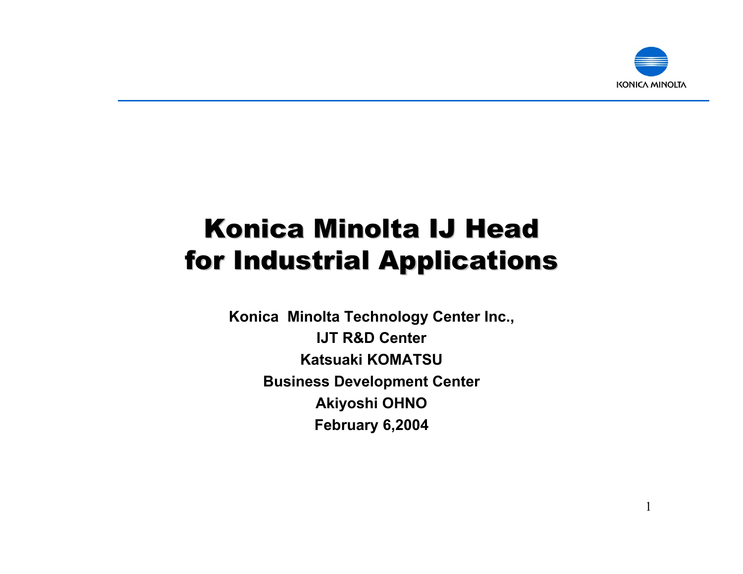# Konica Minolta IJ Head for Industrial Applications

**Konica Minolta Technology Center Inc.,**

**IJT R&D Center**

**Katsuaki KOMATSU**

**Business Development Center**

**Akiyoshi OHNO**

**February 6,2004**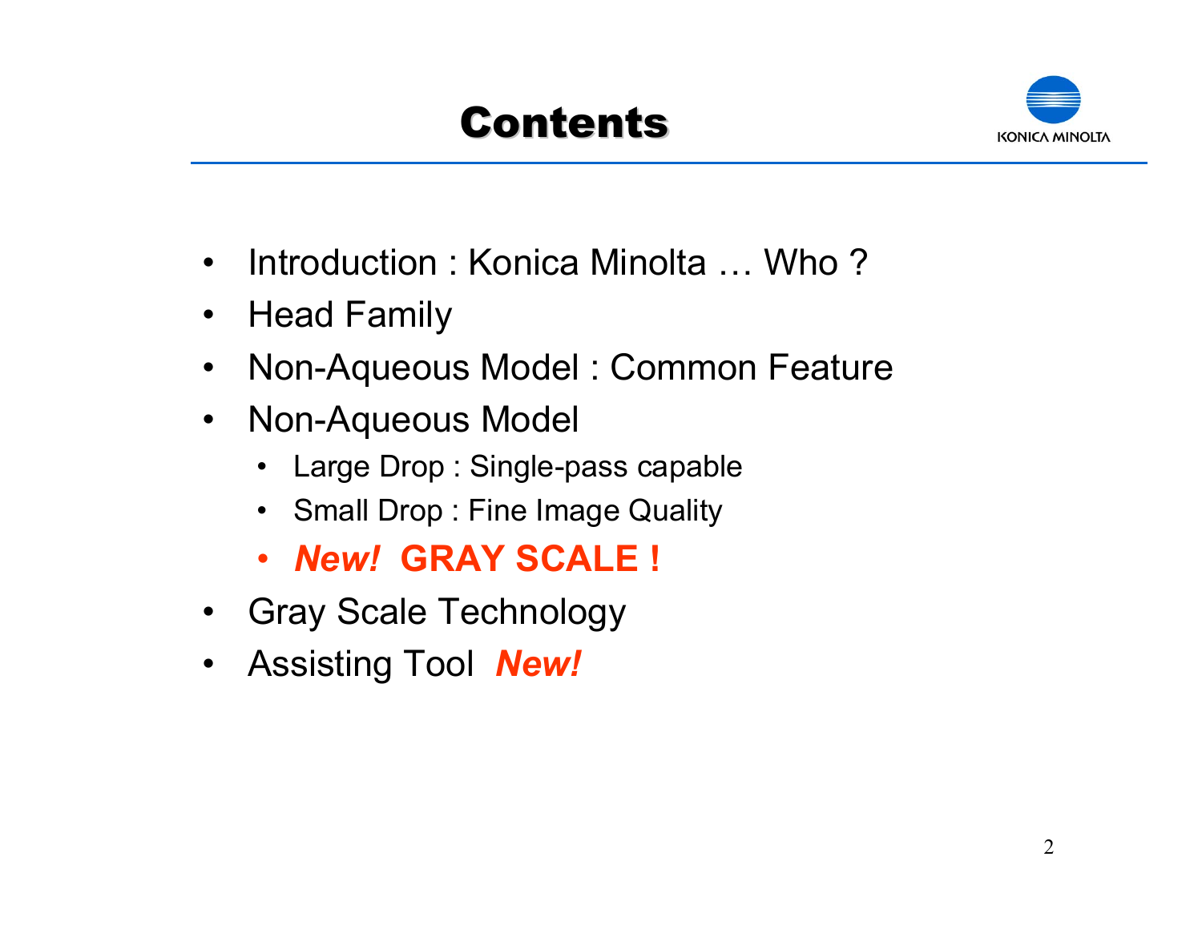# Contents

- Introduction : Konica Minolta … Who ?
- Head Family
- Non-Aqueous Model : Common Feature
- Non-Aqueous Model
  - Large Drop : Single-pass capable
  - Small Drop : Fine Image Quality
  - ***New!* GRAY SCALE !**
- Gray Scale Technology
- Assisting Tool ***New!***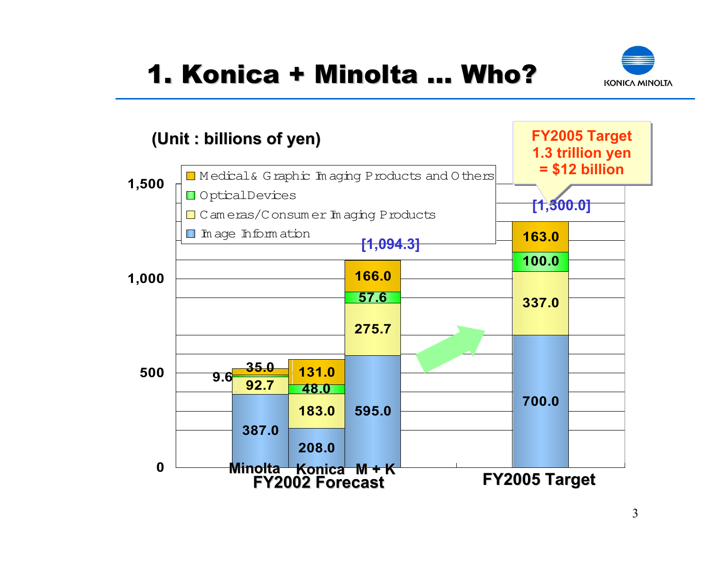# 1. Konica + Minolta ... Who?

(Unit : billions of yen)

FY2005 Target
1.3 trillion yen
= $12 billion

| | Minolta (FY2002 Forecast) | Konica (FY2002 Forecast) | M + K (FY2002 Forecast) | FY2005 Target |
|---|---|---|---|---|
| Medical & Graphic Imaging Products and Others | 35.0 | 131.0 | 166.0 | 163.0 |
| Optical Devices | 9.6 | 48.0 | 57.6 | 100.0 |
| Cameras/Consumer Imaging Products | 92.7 | 183.0 | 275.7 | 337.0 |
| Image Information | 387.0 | 208.0 | 595.0 | 700.0 |
| Total | | | [1,094.3] | [1,300.0] |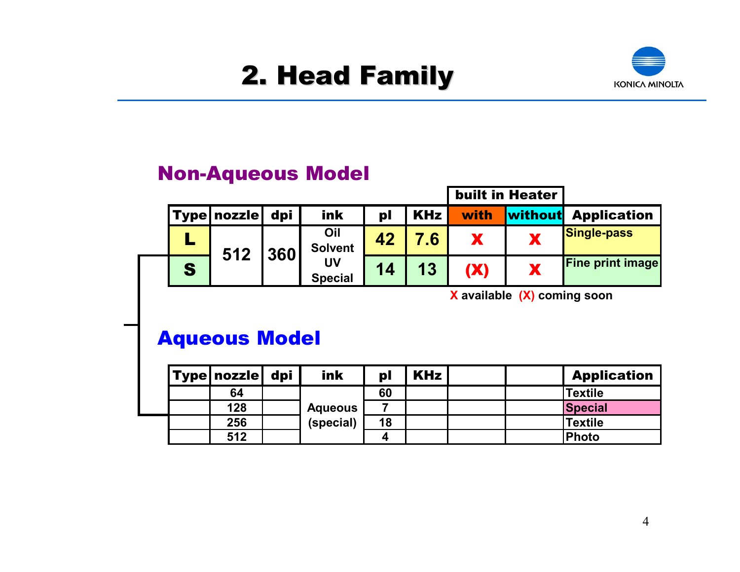# 2. Head Family

## Non-Aqueous Model

| Type | nozzle | dpi | ink | pl | KHz | built in Heater with | built in Heater without | Application |
|---|---|---|---|---|---|---|---|---|
| L | 512 | 360 | Oil Solvent UV Special | 42 | 7.6 | X | X | Single-pass |
| S | | | | 14 | 13 | (X) | X | Fine print image |

X available (X) coming soon

## Aqueous Model

| Type | nozzle | dpi | ink | pl | KHz | | | Application |
|---|---|---|---|---|---|---|---|---|
| | 64 | | Aqueous (special) | 60 | | | | Textile |
| | 128 | | | 7 | | | | Special |
| | 256 | | | 18 | | | | Textile |
| | 512 | | | 4 | | | | Photo |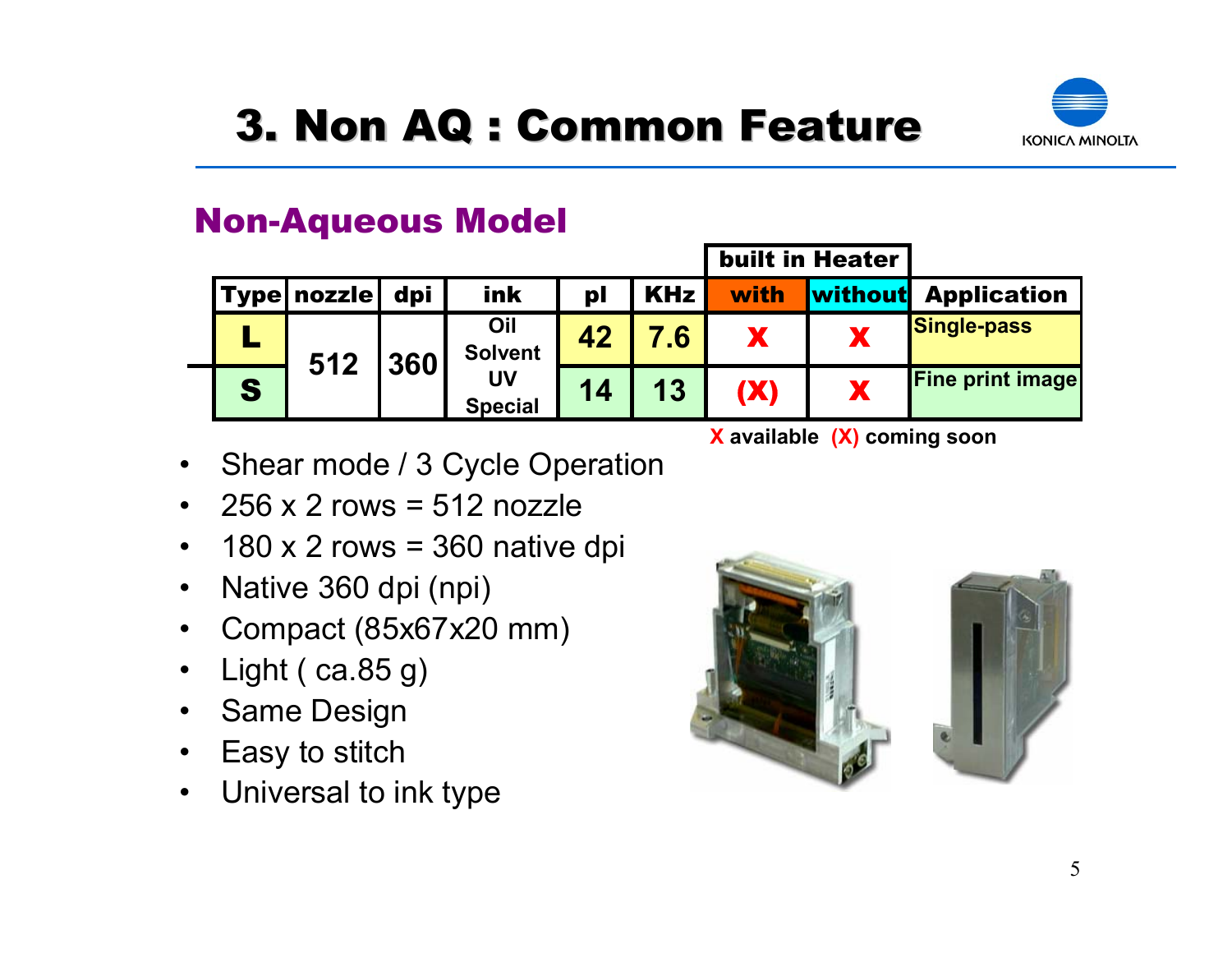# 3. Non AQ : Common Feature

## Non-Aqueous Model

| Type | nozzle | dpi | ink | pl | KHz | built in Heater: with | built in Heater: without | Application |
|---|---|---|---|---|---|---|---|---|
| L | 512 | 360 | Oil Solvent UV Special | 42 | 7.6 | X | X | Single-pass |
| S | | | | 14 | 13 | (X) | X | Fine print image |

X available (X) coming soon

- Shear mode / 3 Cycle Operation
- 256 x 2 rows = 512 nozzle
- 180 x 2 rows = 360 native dpi
- Native 360 dpi (npi)
- Compact (85x67x20 mm)
- Light ( ca.85 g)
- Same Design
- Easy to stitch
- Universal to ink type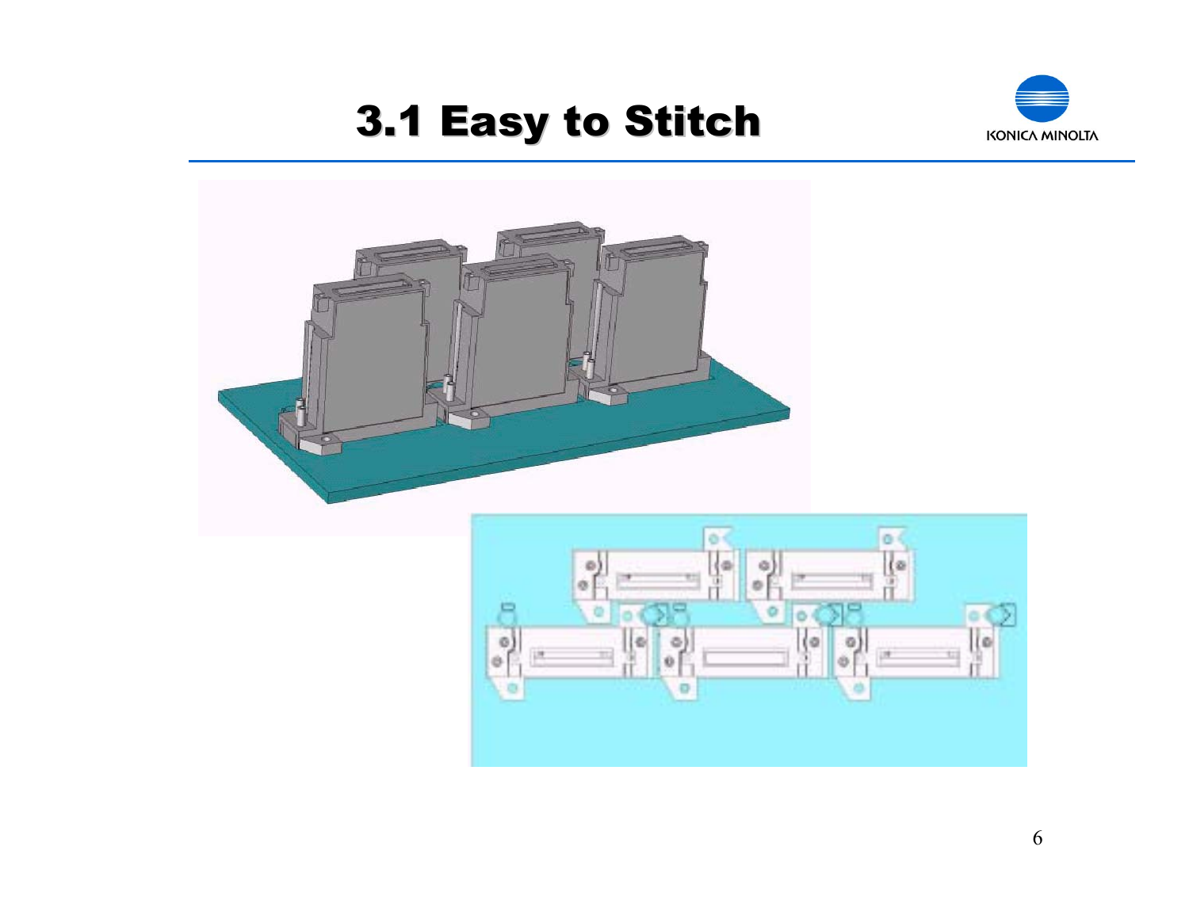# 3.1 Easy to Stitch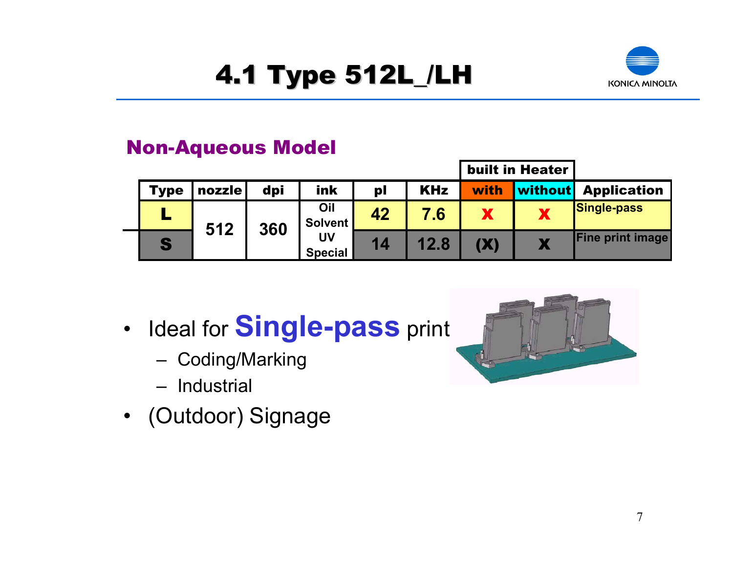# 4.1 Type 512L_/LH

## Non-Aqueous Model

| Type | nozzle | dpi | ink | pl | KHz | built in Heater with | built in Heater without | Application |
|---|---|---|---|---|---|---|---|---|
| L | 512 | 360 | Oil Solvent UV Special | 42 | 7.6 | X | X | Single-pass |
| S | 512 | 360 | Oil Solvent UV Special | 14 | 12.8 | (X) | X | Fine print image |

- Ideal for **Single-pass** print
  - Coding/Marking
  - Industrial
- (Outdoor) Signage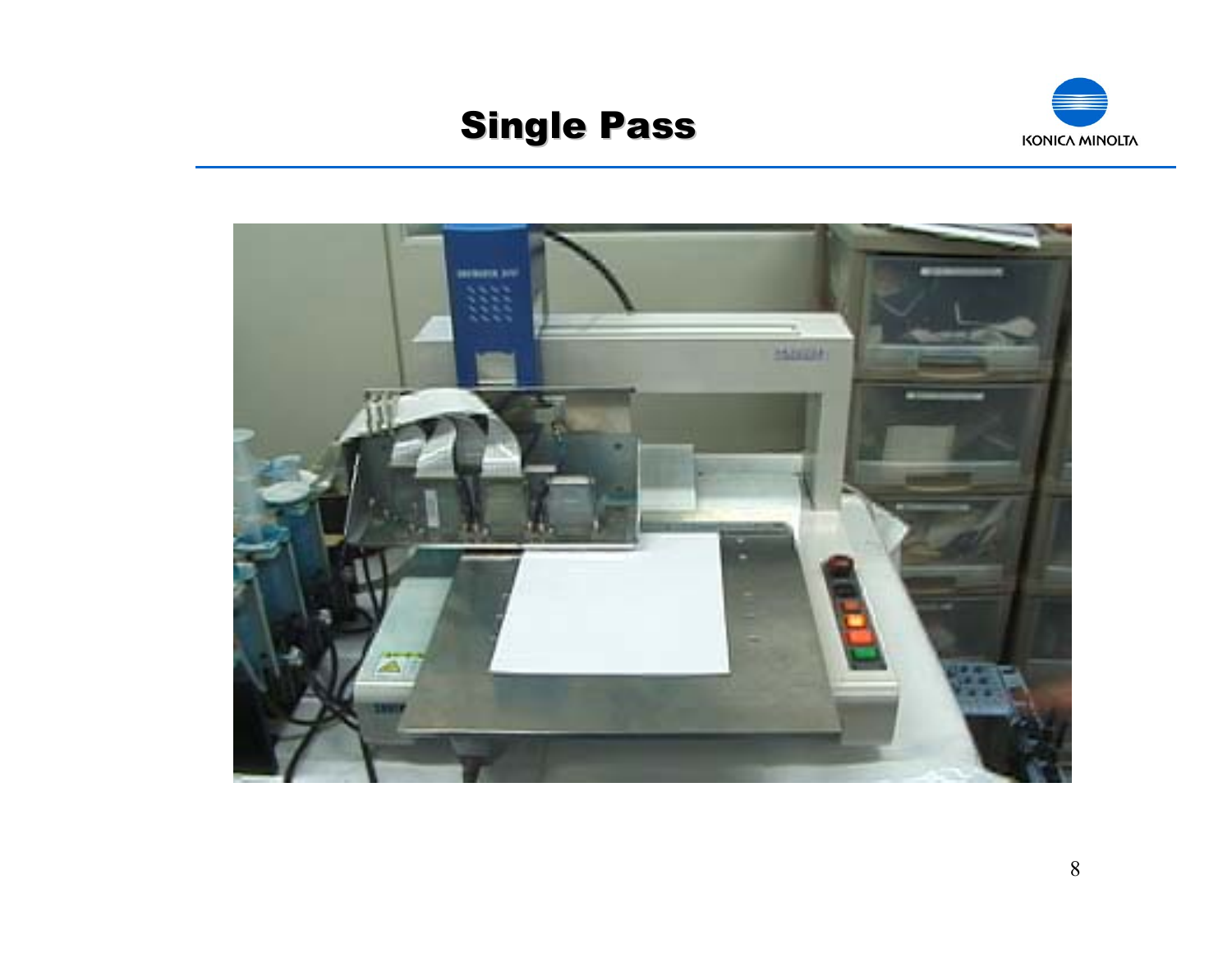# Single Pass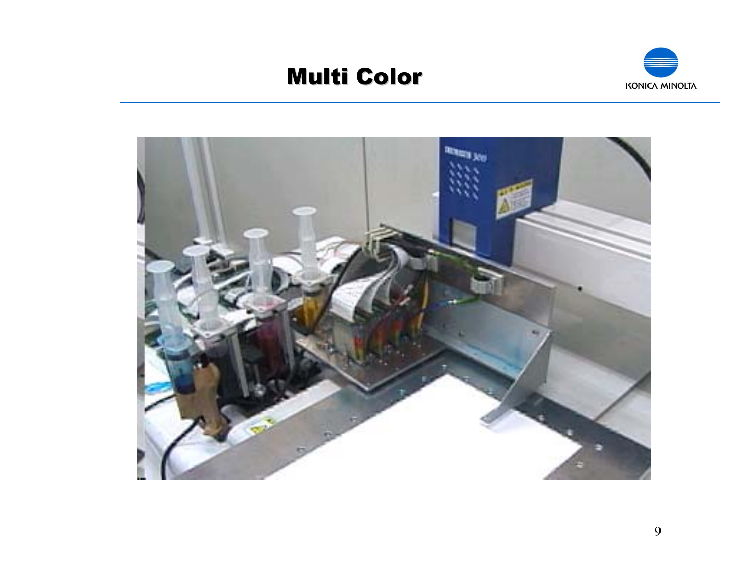# Multi Color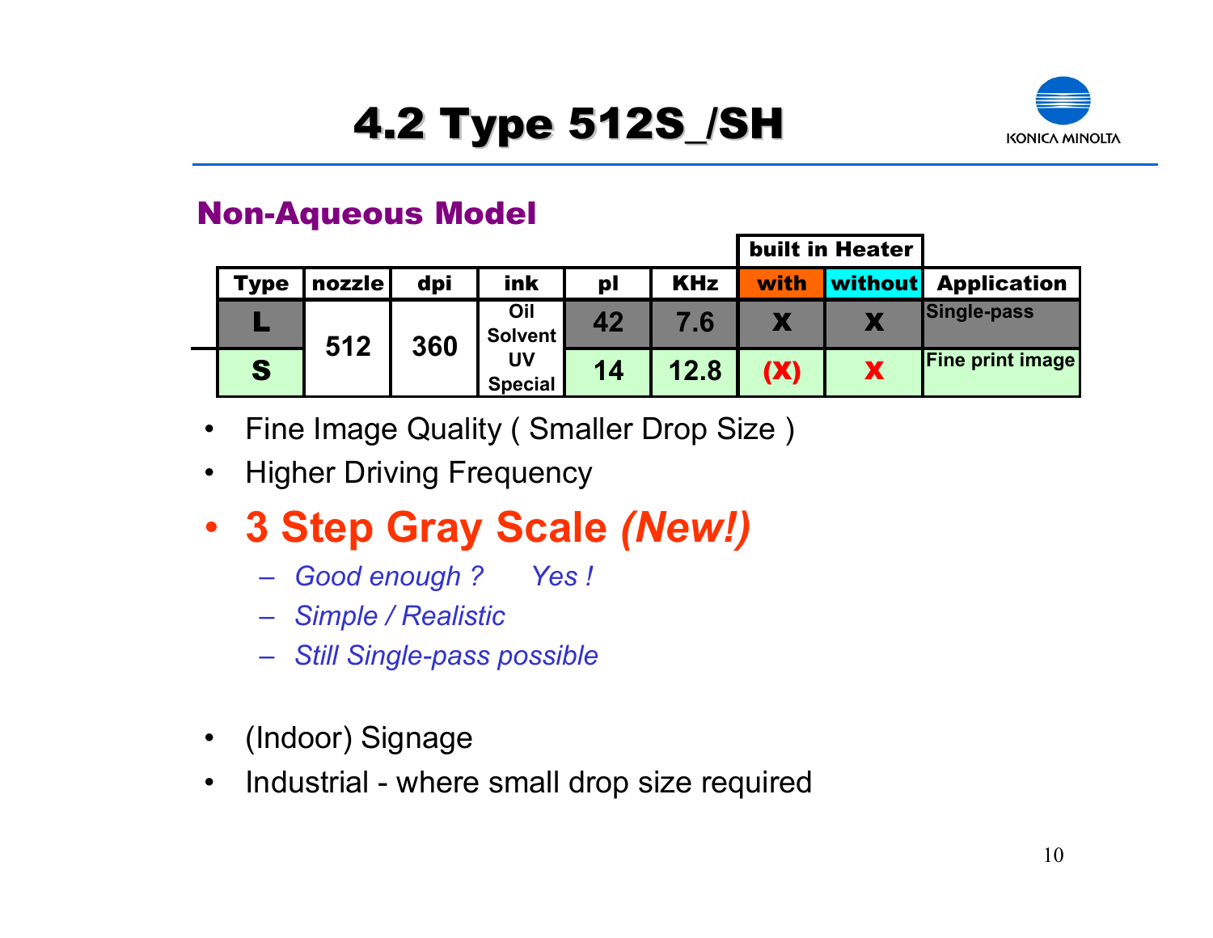# 4.2 Type 512S_/SH

## Non-Aqueous Model

| Type | nozzle | dpi | ink | pl | KHz | built in Heater with | built in Heater without | Application |
|---|---|---|---|---|---|---|---|---|
| L | 512 | 360 | Oil Solvent UV Special | 42 | 7.6 | X | X | Single-pass |
| S | | | | 14 | 12.8 | (X) | X | Fine print image |

- Fine Image Quality ( Smaller Drop Size )
- Higher Driving Frequency
- **3 Step Gray Scale *(New!)***
  - *Good enough ? Yes !*
  - *Simple / Realistic*
  - *Still Single-pass possible*

- (Indoor) Signage
- Industrial - where small drop size required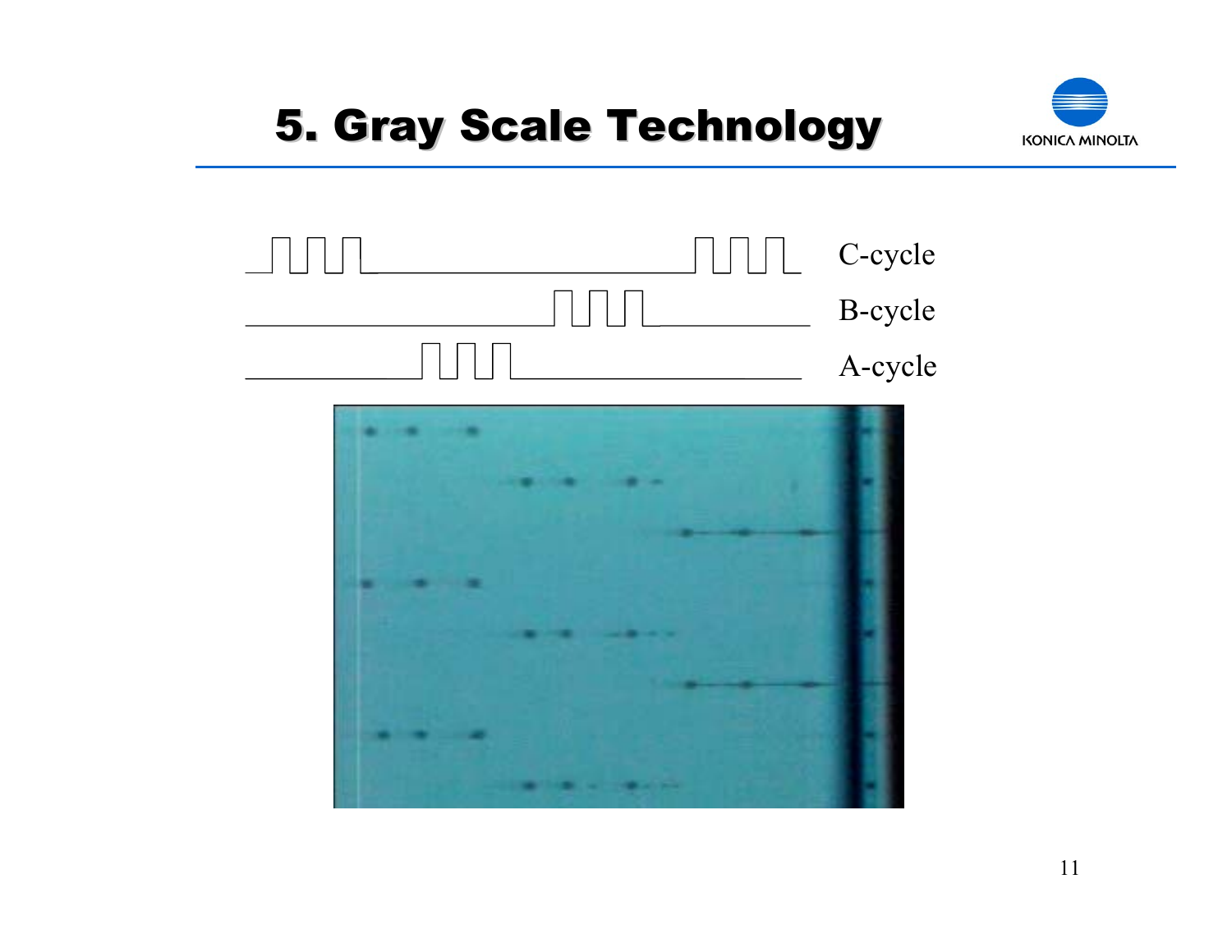# 5. Gray Scale Technology

C-cycle

B-cycle

A-cycle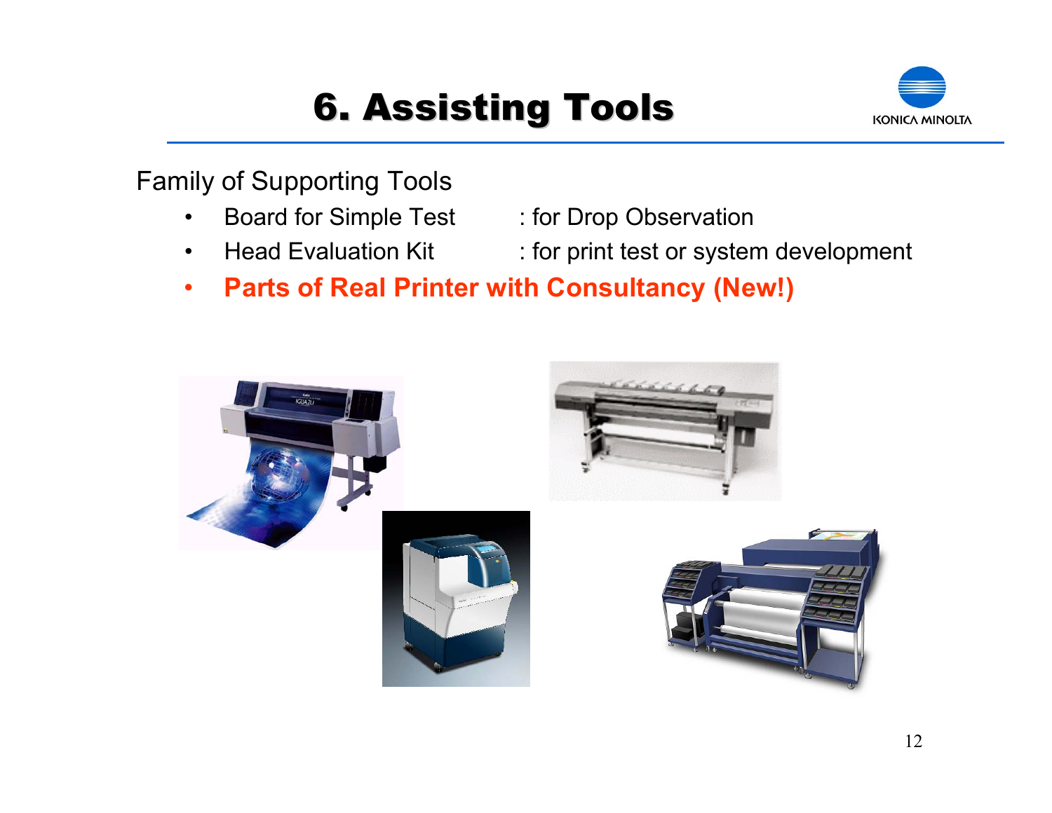# 6. Assisting Tools

Family of Supporting Tools

- Board for Simple Test : for Drop Observation
- Head Evaluation Kit : for print test or system development
- **Parts of Real Printer with Consultancy (New!)**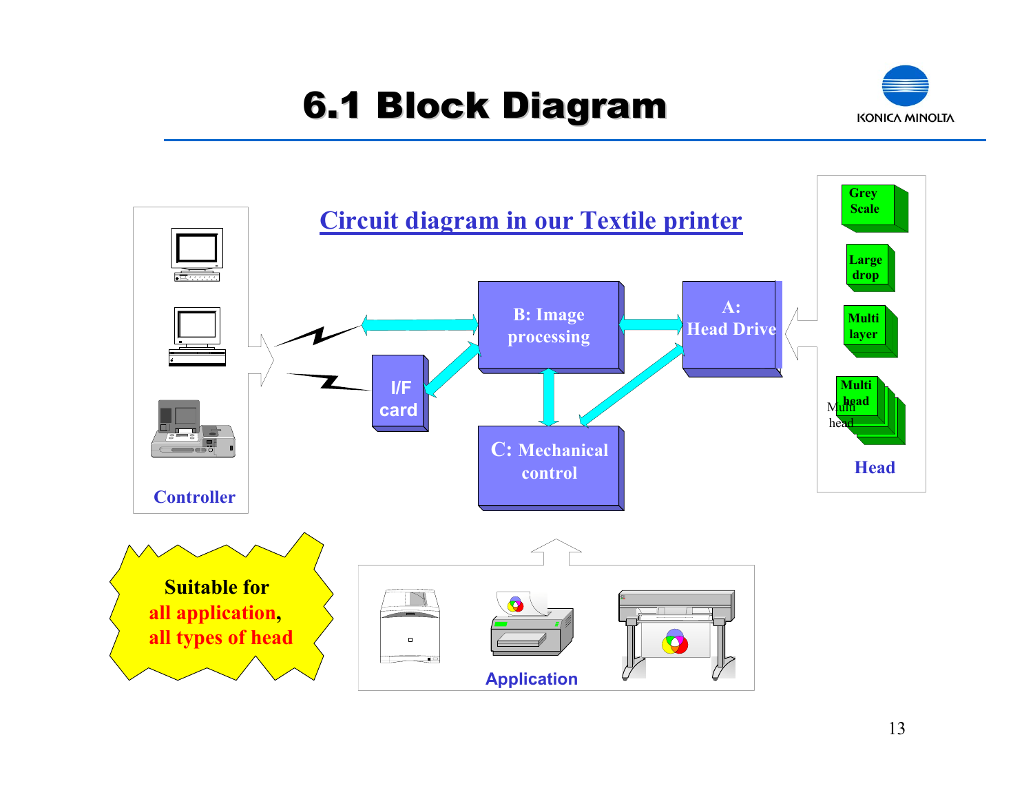# 6.1 Block Diagram

## Circuit diagram in our Textile printer

Controller

I/F card

B: Image processing

A: Head Drive

C: Mechanical control

Grey Scale

Large drop

Multi layer

Multi head

Head

**Suitable for all application, all types of head**

Application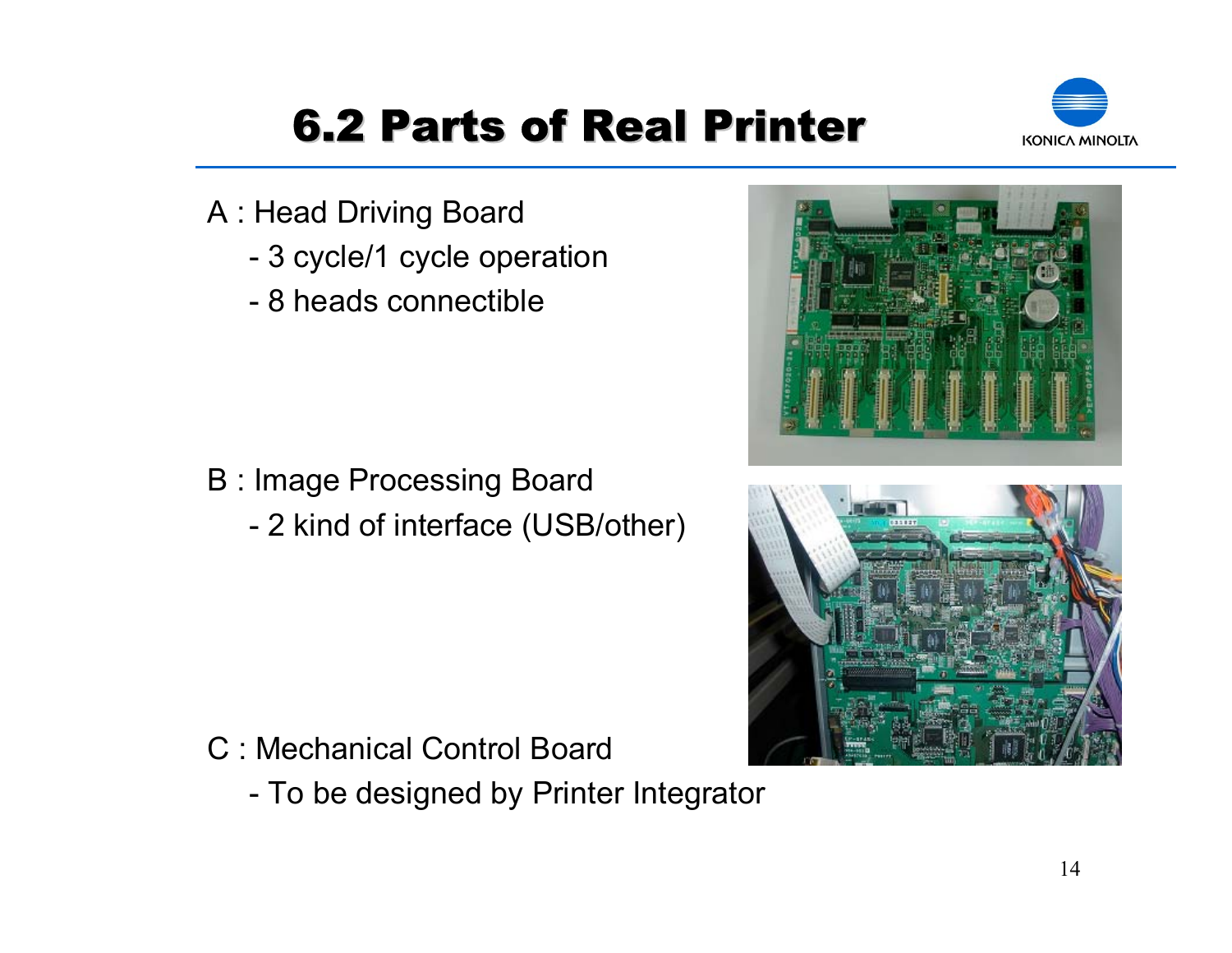# 6.2 Parts of Real Printer

A : Head Driving Board

- 3 cycle/1 cycle operation
- 8 heads connectible

B : Image Processing Board

- 2 kind of interface (USB/other)

C : Mechanical Control Board

- To be designed by Printer Integrator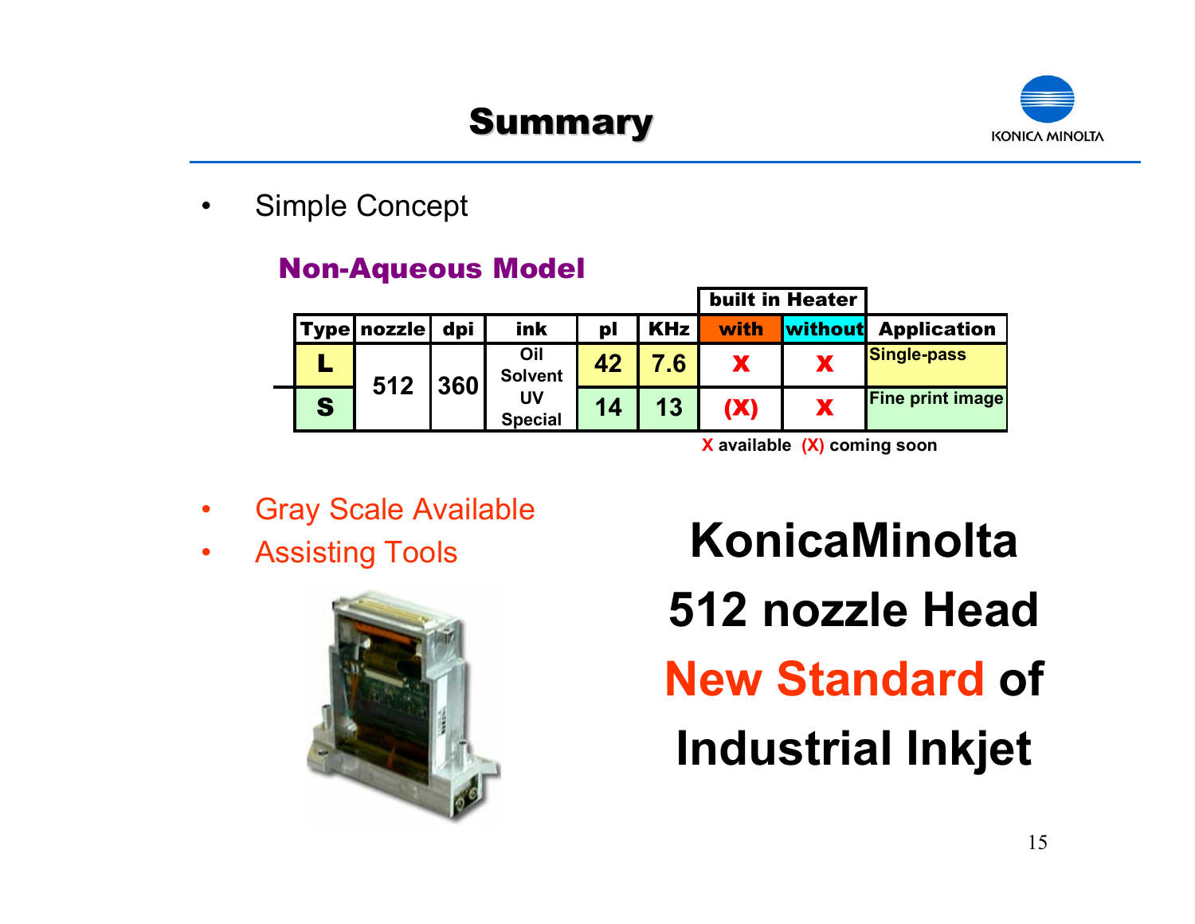# Summary

- Simple Concept

### Non-Aqueous Model

| | | | | | | built in Heater | | |
|---|---|---|---|---|---|---|---|---|
| Type | nozzle | dpi | ink | pl | KHz | with | without | Application |
| L | 512 | 360 | Oil Solvent UV Special | 42 | 7.6 | X | X | Single-pass |
| S | | | | 14 | 13 | (X) | X | Fine print image |

X available (X) coming soon

- Gray Scale Available
- Assisting Tools

**KonicaMinolta**

**512 nozzle Head**

**New Standard of**

**Industrial Inkjet**